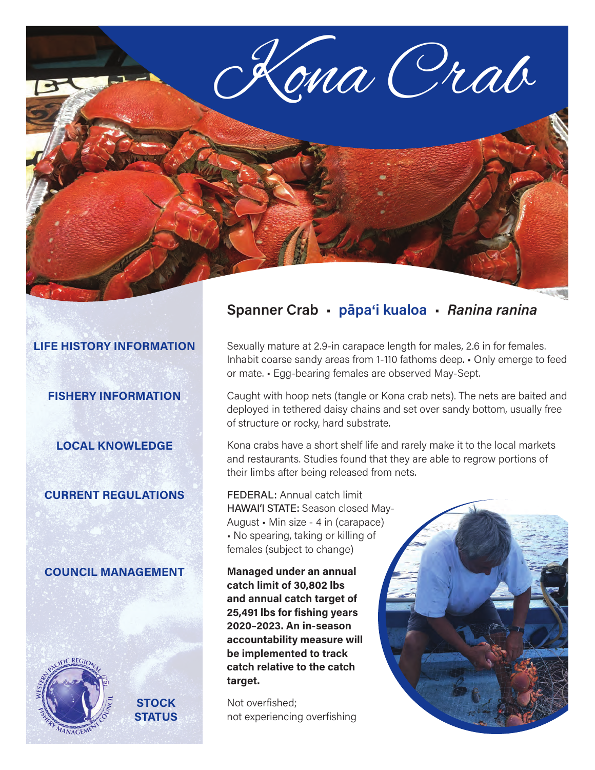# Kona Crab

## Spanner Crab · pāpaʻi kualoa · *Ranina ranina*

**LIFE HISTORY INFORMATION**

Sexually mature at 2.9-in carapace length for males, 2.6 in for females. Inhabit coarse sandy areas from 1-110 fathoms deep. ▪ Only emerge to feed or mate. ▪ Egg-bearing females are observed May-Sept.

**FISHERY INFORMATION**

Caught with hoop nets (tangle or Kona crab nets). The nets are baited and deployed in tethered daisy chains and set over sandy bottom, usually free of structure or rocky, hard substrate.

**LOCAL KNOWLEDGE**

Kona crabs have a short shelf life and rarely make it to the local markets and restaurants. Studies found that they are able to regrow portions of their limbs after being released from nets.

**CURRENT REGULATIONS**

FEDERAL: Annual catch limit
HAWAIʻI STATE: Season closed May-August ▪ Min size - 4 in (carapace) ▪ No spearing, taking or killing of females (subject to change)

**COUNCIL MANAGEMENT**

**Managed under an annual catch limit of 30,802 lbs and annual catch target of 25,491 lbs for fishing years 2020–2023. An in-season accountability measure will be implemented to track catch relative to the catch target.**

**STOCK STATUS**

Not overfished;
not experiencing overfishing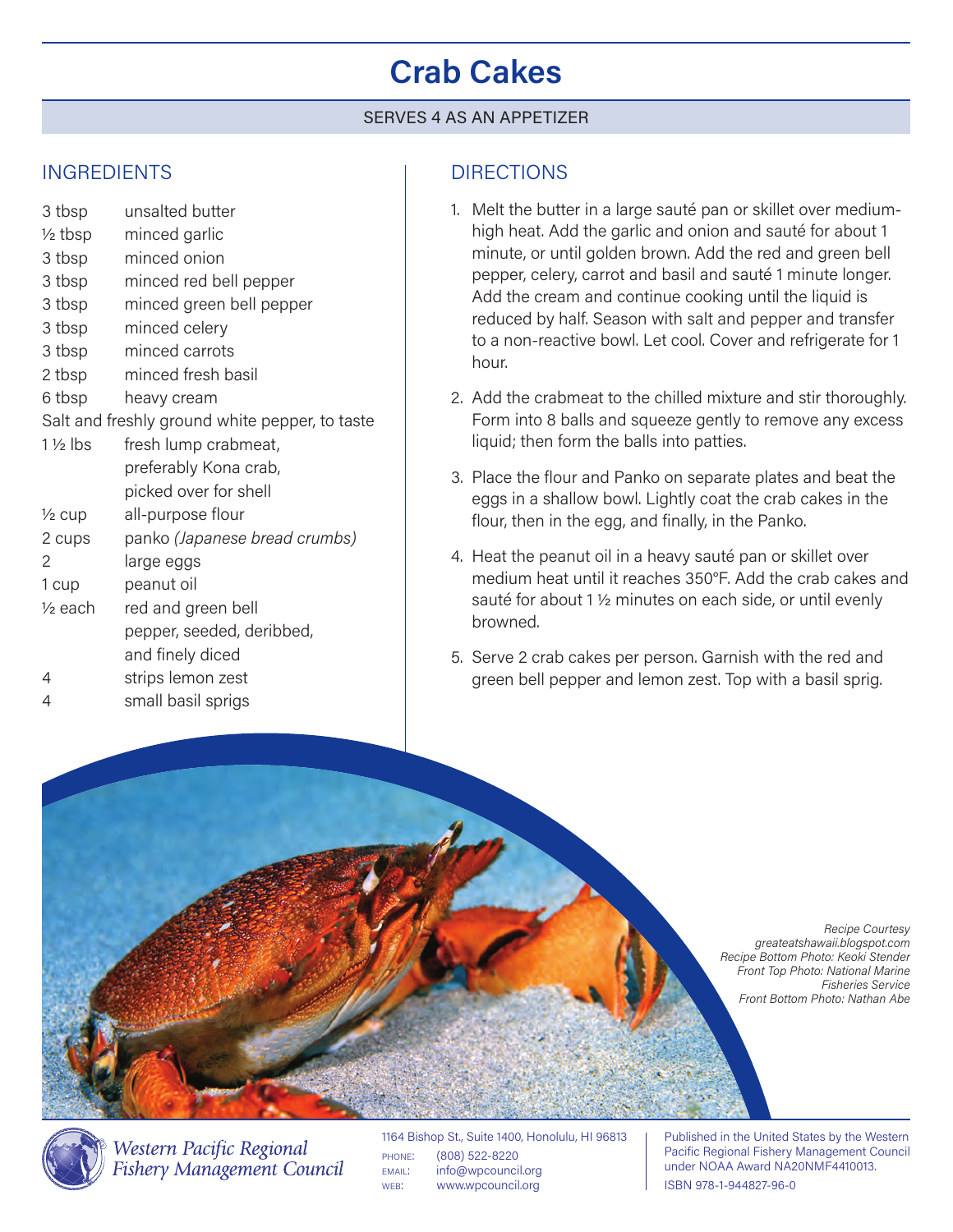# Crab Cakes

SERVES 4 AS AN APPETIZER

## INGREDIENTS

| | |
|---|---|
| 3 tbsp | unsalted butter |
| ½ tbsp | minced garlic |
| 3 tbsp | minced onion |
| 3 tbsp | minced red bell pepper |
| 3 tbsp | minced green bell pepper |
| 3 tbsp | minced celery |
| 3 tbsp | minced carrots |
| 2 tbsp | minced fresh basil |
| 6 tbsp | heavy cream |

Salt and freshly ground white pepper, to taste

| | |
|---|---|
| 1 ½ lbs | fresh lump crabmeat, preferably Kona crab, picked over for shell |
| ½ cup | all-purpose flour |
| 2 cups | panko *(Japanese bread crumbs)* |
| 2 | large eggs |
| 1 cup | peanut oil |
| ½ each | red and green bell pepper, seeded, deribbed, and finely diced |
| 4 | strips lemon zest |
| 4 | small basil sprigs |

## DIRECTIONS

1. Melt the butter in a large sauté pan or skillet over medium-high heat. Add the garlic and onion and sauté for about 1 minute, or until golden brown. Add the red and green bell pepper, celery, carrot and basil and sauté 1 minute longer. Add the cream and continue cooking until the liquid is reduced by half. Season with salt and pepper and transfer to a non-reactive bowl. Let cool. Cover and refrigerate for 1 hour.
2. Add the crabmeat to the chilled mixture and stir thoroughly. Form into 8 balls and squeeze gently to remove any excess liquid; then form the balls into patties.
3. Place the flour and Panko on separate plates and beat the eggs in a shallow bowl. Lightly coat the crab cakes in the flour, then in the egg, and finally, in the Panko.
4. Heat the peanut oil in a heavy sauté pan or skillet over medium heat until it reaches 350°F. Add the crab cakes and sauté for about 1 ½ minutes on each side, or until evenly browned.
5. Serve 2 crab cakes per person. Garnish with the red and green bell pepper and lemon zest. Top with a basil sprig.

*Recipe Courtesy greateatshawaii.blogspot.com*
*Recipe Bottom Photo: Keoki Stender*
*Front Top Photo: National Marine Fisheries Service*
*Front Bottom Photo: Nathan Abe*

Western Pacific Regional Fishery Management Council

1164 Bishop St., Suite 1400, Honolulu, HI 96813
PHONE: (808) 522-8220
EMAIL: info@wpcouncil.org
WEB: www.wpcouncil.org

Published in the United States by the Western Pacific Regional Fishery Management Council under NOAA Award NA20NMF4410013.

ISBN 978-1-944827-96-0